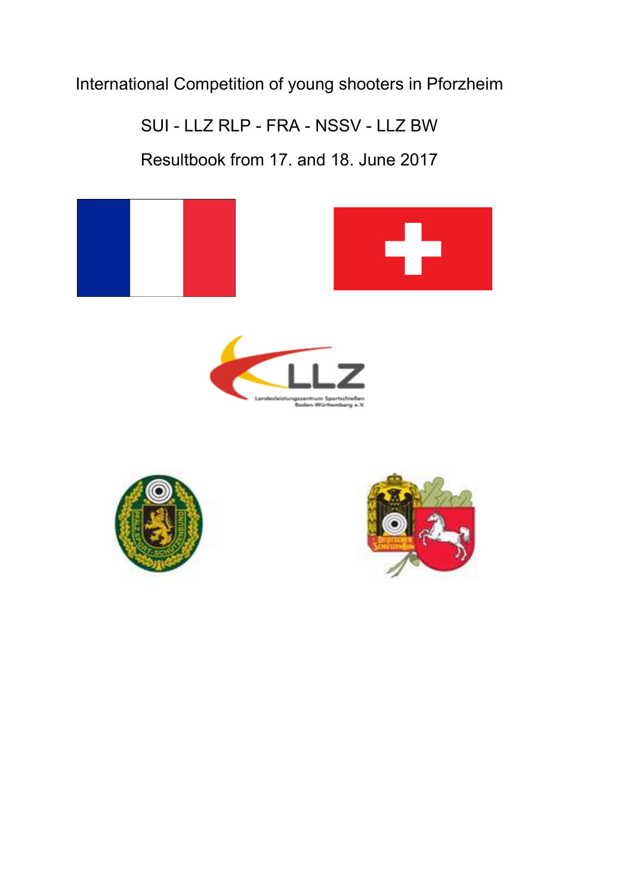International Competition of young shooters in Pforzheim

SUI - LLZ RLP - FRA - NSSV - LLZ BW

Resultbook from 17. and 18. June 2017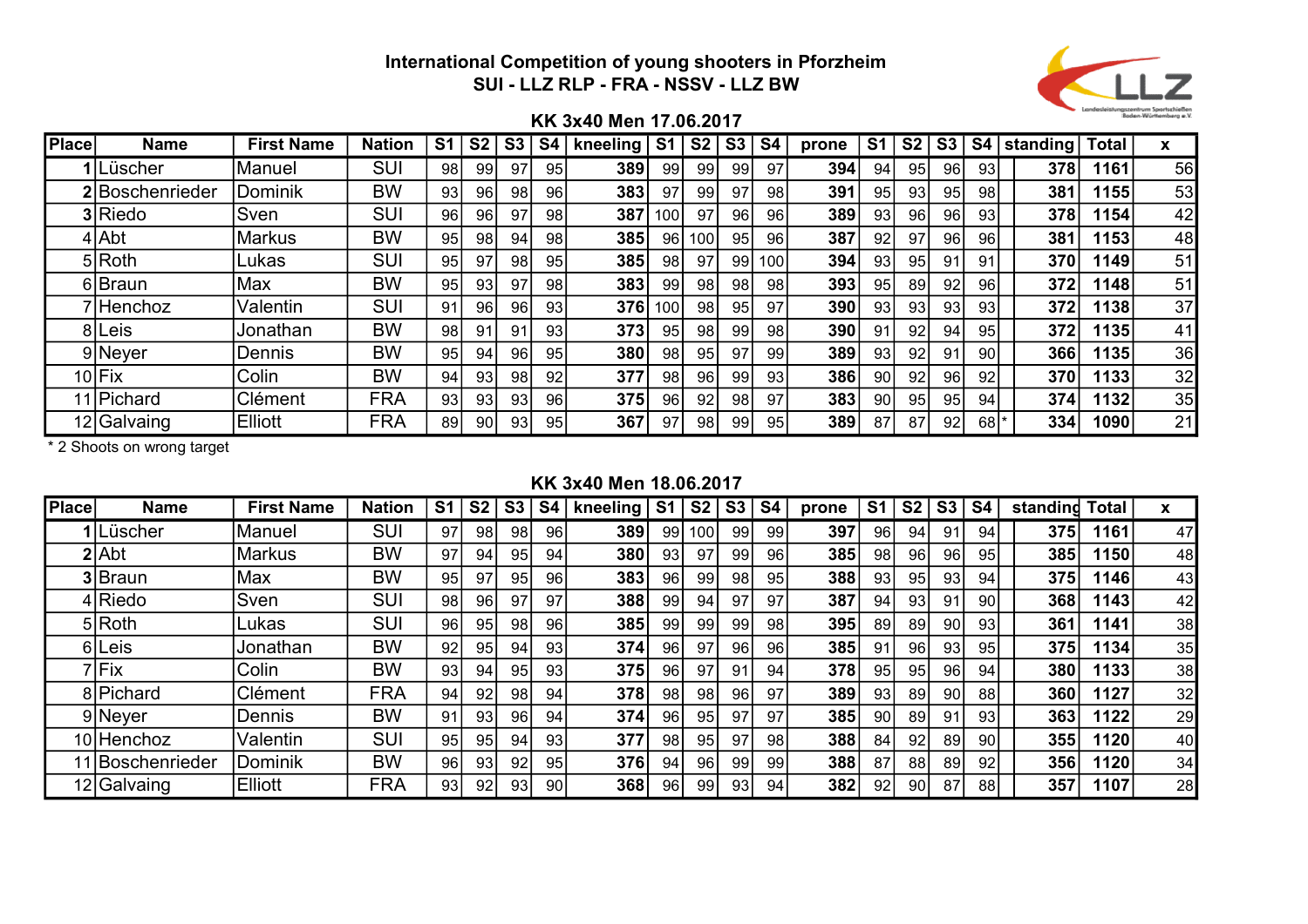## International Competition of young shooters in Pforzheim

## SUI - LLZ RLP - FRA - NSSV - LLZ BW

### KK 3x40 Men 17.06.2017

| Place | Name | First Name | Nation | S1 | S2 | S3 | S4 | kneeling | S1 | S2 | S3 | S4 | prone | S1 | S2 | S3 | S4 | | standing | Total | x |
|---|---|---|---|---|---|---|---|---|---|---|---|---|---|---|---|---|---|---|---|---|---|
| 1 | Lüscher | Manuel | SUI | 98 | 99 | 97 | 95 | **389** | 99 | 99 | 99 | 97 | **394** | 94 | 95 | 96 | 93 | | **378** | **1161** | 56 |
| 2 | Boschenrieder | Dominik | BW | 93 | 96 | 98 | 96 | **383** | 97 | 99 | 97 | 98 | **391** | 95 | 93 | 95 | 98 | | **381** | **1155** | 53 |
| 3 | Riedo | Sven | SUI | 96 | 96 | 97 | 98 | **387** | 100 | 97 | 96 | 96 | **389** | 93 | 96 | 96 | 93 | | **378** | **1154** | 42 |
| 4 | Abt | Markus | BW | 95 | 98 | 94 | 98 | **385** | 96 | 100 | 95 | 96 | **387** | 92 | 97 | 96 | 96 | | **381** | **1153** | 48 |
| 5 | Roth | Lukas | SUI | 95 | 97 | 98 | 95 | **385** | 98 | 97 | 99 | 100 | **394** | 93 | 95 | 91 | 91 | | **370** | **1149** | 51 |
| 6 | Braun | Max | BW | 95 | 93 | 97 | 98 | **383** | 99 | 98 | 98 | 98 | **393** | 95 | 89 | 92 | 96 | | **372** | **1148** | 51 |
| 7 | Henchoz | Valentin | SUI | 91 | 96 | 96 | 93 | **376** | 100 | 98 | 95 | 97 | **390** | 93 | 93 | 93 | 93 | | **372** | **1138** | 37 |
| 8 | Leis | Jonathan | BW | 98 | 91 | 91 | 93 | **373** | 95 | 98 | 99 | 98 | **390** | 91 | 92 | 94 | 95 | | **372** | **1135** | 41 |
| 9 | Neyer | Dennis | BW | 95 | 94 | 96 | 95 | **380** | 98 | 95 | 97 | 99 | **389** | 93 | 92 | 91 | 90 | | **366** | **1135** | 36 |
| 10 | Fix | Colin | BW | 94 | 93 | 98 | 92 | **377** | 98 | 96 | 99 | 93 | **386** | 90 | 92 | 96 | 92 | | **370** | **1133** | 32 |
| 11 | Pichard | Clément | FRA | 93 | 93 | 93 | 96 | **375** | 96 | 92 | 98 | 97 | **383** | 90 | 95 | 95 | 94 | | **374** | **1132** | 35 |
| 12 | Galvaing | Elliott | FRA | 89 | 90 | 93 | 95 | **367** | 97 | 98 | 99 | 95 | **389** | 87 | 87 | 92 | 68 | * | **334** | **1090** | 21 |

* 2 Shoots on wrong target

### KK 3x40 Men 18.06.2017

| Place | Name | First Name | Nation | S1 | S2 | S3 | S4 | kneeling | S1 | S2 | S3 | S4 | prone | S1 | S2 | S3 | S4 | | standing | Total | x |
|---|---|---|---|---|---|---|---|---|---|---|---|---|---|---|---|---|---|---|---|---|---|
| 1 | Lüscher | Manuel | SUI | 97 | 98 | 98 | 96 | **389** | 99 | 100 | 99 | 99 | **397** | 96 | 94 | 91 | 94 | | **375** | **1161** | 47 |
| 2 | Abt | Markus | BW | 97 | 94 | 95 | 94 | **380** | 93 | 97 | 99 | 96 | **385** | 98 | 96 | 96 | 95 | | **385** | **1150** | 48 |
| 3 | Braun | Max | BW | 95 | 97 | 95 | 96 | **383** | 96 | 99 | 98 | 95 | **388** | 93 | 95 | 93 | 94 | | **375** | **1146** | 43 |
| 4 | Riedo | Sven | SUI | 98 | 96 | 97 | 97 | **388** | 99 | 94 | 97 | 97 | **387** | 94 | 93 | 91 | 90 | | **368** | **1143** | 42 |
| 5 | Roth | Lukas | SUI | 96 | 95 | 98 | 96 | **385** | 99 | 99 | 99 | 98 | **395** | 89 | 89 | 90 | 93 | | **361** | **1141** | 38 |
| 6 | Leis | Jonathan | BW | 92 | 95 | 94 | 93 | **374** | 96 | 97 | 96 | 96 | **385** | 91 | 96 | 93 | 95 | | **375** | **1134** | 35 |
| 7 | Fix | Colin | BW | 93 | 94 | 95 | 93 | **375** | 96 | 97 | 91 | 94 | **378** | 95 | 95 | 96 | 94 | | **380** | **1133** | 38 |
| 8 | Pichard | Clément | FRA | 94 | 92 | 98 | 94 | **378** | 98 | 98 | 96 | 97 | **389** | 93 | 89 | 90 | 88 | | **360** | **1127** | 32 |
| 9 | Neyer | Dennis | BW | 91 | 93 | 96 | 94 | **374** | 96 | 95 | 97 | 97 | **385** | 90 | 89 | 91 | 93 | | **363** | **1122** | 29 |
| 10 | Henchoz | Valentin | SUI | 95 | 95 | 94 | 93 | **377** | 98 | 95 | 97 | 98 | **388** | 84 | 92 | 89 | 90 | | **355** | **1120** | 40 |
| 11 | Boschenrieder | Dominik | BW | 96 | 93 | 92 | 95 | **376** | 94 | 96 | 99 | 99 | **388** | 87 | 88 | 89 | 92 | | **356** | **1120** | 34 |
| 12 | Galvaing | Elliott | FRA | 93 | 92 | 93 | 90 | **368** | 96 | 99 | 93 | 94 | **382** | 92 | 90 | 87 | 88 | | **357** | **1107** | 28 |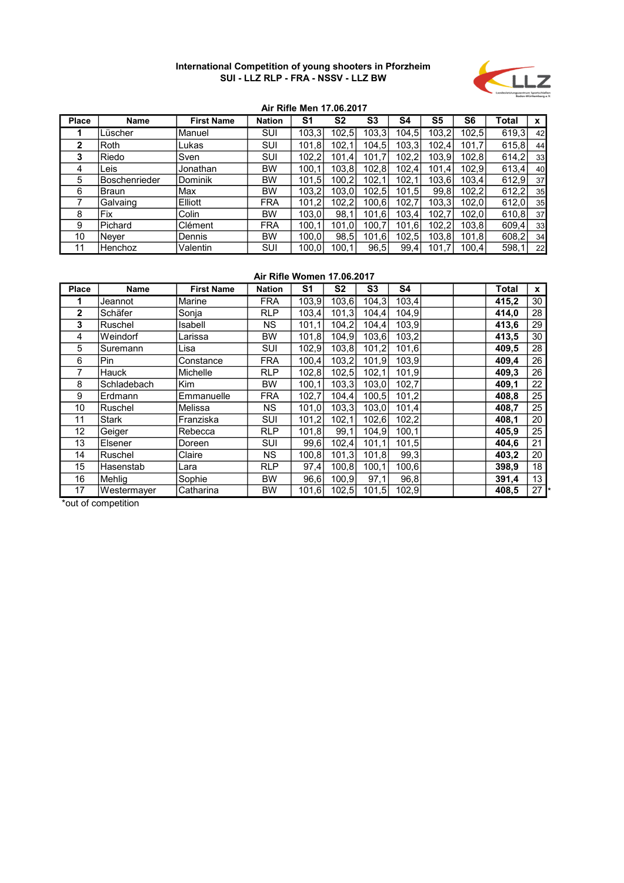**International Competition of young shooters in Pforzheim**
**SUI - LLZ RLP - FRA - NSSV - LLZ BW**

### Air Rifle Men 17.06.2017

| Place | Name | First Name | Nation | S1 | S2 | S3 | S4 | S5 | S6 | Total | x |
|---|---|---|---|---|---|---|---|---|---|---|---|
| **1** | Lüscher | Manuel | SUI | 103,3 | 102,5 | 103,3 | 104,5 | 103,2 | 102,5 | 619,3 | 42 |
| **2** | Roth | Lukas | SUI | 101,8 | 102,1 | 104,5 | 103,3 | 102,4 | 101,7 | 615,8 | 44 |
| **3** | Riedo | Sven | SUI | 102,2 | 101,4 | 101,7 | 102,2 | 103,9 | 102,8 | 614,2 | 33 |
| 4 | Leis | Jonathan | BW | 100,1 | 103,8 | 102,8 | 102,4 | 101,4 | 102,9 | 613,4 | 40 |
| 5 | Boschenrieder | Dominik | BW | 101,5 | 100,2 | 102,1 | 102,1 | 103,6 | 103,4 | 612,9 | 37 |
| 6 | Braun | Max | BW | 103,2 | 103,0 | 102,5 | 101,5 | 99,8 | 102,2 | 612,2 | 35 |
| 7 | Galvaing | Elliott | FRA | 101,2 | 102,2 | 100,6 | 102,7 | 103,3 | 102,0 | 612,0 | 35 |
| 8 | Fix | Colin | BW | 103,0 | 98,1 | 101,6 | 103,4 | 102,7 | 102,0 | 610,8 | 37 |
| 9 | Pichard | Clément | FRA | 100,1 | 101,0 | 100,7 | 101,6 | 102,2 | 103,8 | 609,4 | 33 |
| 10 | Neyer | Dennis | BW | 100,0 | 98,5 | 101,6 | 102,5 | 103,8 | 101,8 | 608,2 | 34 |
| 11 | Henchoz | Valentin | SUI | 100,0 | 100,1 | 96,5 | 99,4 | 101,7 | 100,4 | 598,1 | 22 |

### Air Rifle Women 17.06.2017

| Place | Name | First Name | Nation | S1 | S2 | S3 | S4 | | | Total | x | |
|---|---|---|---|---|---|---|---|---|---|---|---|---|
| **1** | Jeannot | Marine | FRA | 103,9 | 103,6 | 104,3 | 103,4 | | | **415,2** | 30 | |
| **2** | Schäfer | Sonja | RLP | 103,4 | 101,3 | 104,4 | 104,9 | | | **414,0** | 28 | |
| **3** | Ruschel | Isabell | NS | 101,1 | 104,2 | 104,4 | 103,9 | | | **413,6** | 29 | |
| 4 | Weindorf | Larissa | BW | 101,8 | 104,9 | 103,6 | 103,2 | | | **413,5** | 30 | |
| 5 | Suremann | Lisa | SUI | 102,9 | 103,8 | 101,2 | 101,6 | | | **409,5** | 28 | |
| 6 | Pin | Constance | FRA | 100,4 | 103,2 | 101,9 | 103,9 | | | **409,4** | 26 | |
| 7 | Hauck | Michelle | RLP | 102,8 | 102,5 | 102,1 | 101,9 | | | **409,3** | 26 | |
| 8 | Schladebach | Kim | BW | 100,1 | 103,3 | 103,0 | 102,7 | | | **409,1** | 22 | |
| 9 | Erdmann | Emmanuelle | FRA | 102,7 | 104,4 | 100,5 | 101,2 | | | **408,8** | 25 | |
| 10 | Ruschel | Melissa | NS | 101,0 | 103,3 | 103,0 | 101,4 | | | **408,7** | 25 | |
| 11 | Stark | Franziska | SUI | 101,2 | 102,1 | 102,6 | 102,2 | | | **408,1** | 20 | |
| 12 | Geiger | Rebecca | RLP | 101,8 | 99,1 | 104,9 | 100,1 | | | **405,9** | 25 | |
| 13 | Elsener | Doreen | SUI | 99,6 | 102,4 | 101,1 | 101,5 | | | **404,6** | 21 | |
| 14 | Ruschel | Claire | NS | 100,8 | 101,3 | 101,8 | 99,3 | | | **403,2** | 20 | |
| 15 | Hasenstab | Lara | RLP | 97,4 | 100,8 | 100,1 | 100,6 | | | **398,9** | 18 | |
| 16 | Mehlig | Sophie | BW | 96,6 | 100,9 | 97,1 | 96,8 | | | **391,4** | 13 | |
| 17 | Westermayer | Catharina | BW | 101,6 | 102,5 | 101,5 | 102,9 | | | **408,5** | 27 | * |

*out of competition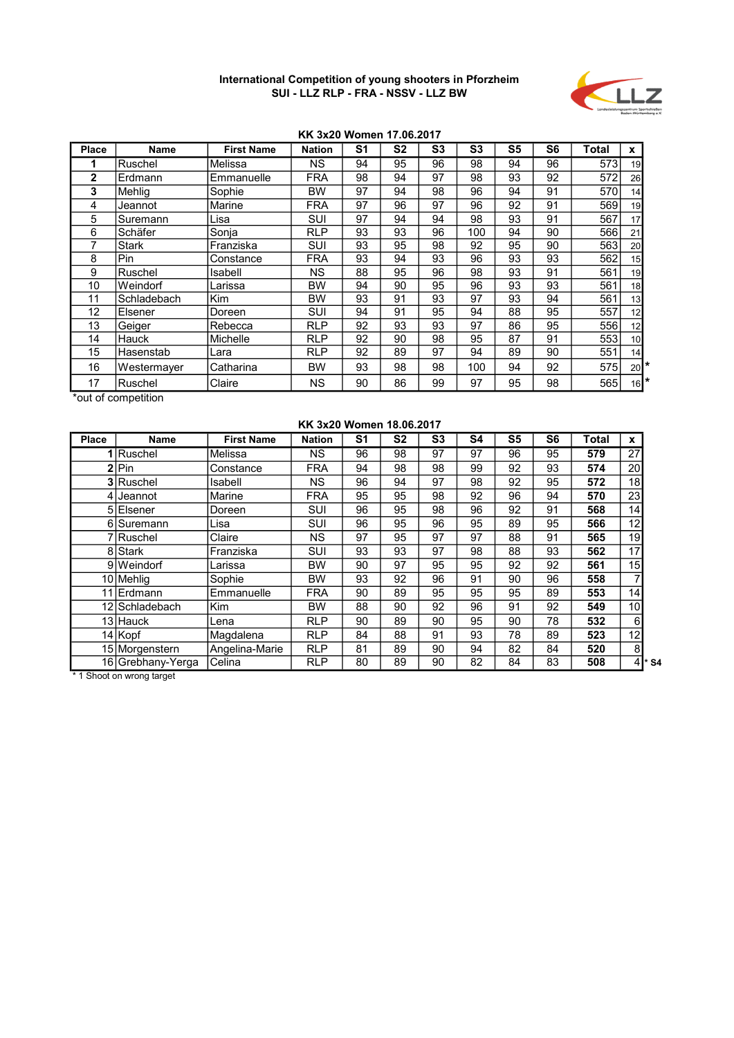**International Competition of young shooters in Pforzheim**
**SUI - LLZ RLP - FRA - NSSV - LLZ BW**

**KK 3x20 Women 17.06.2017**

| Place | Name | First Name | Nation | S1 | S2 | S3 | S3 | S5 | S6 | Total | x | |
|---|---|---|---|---|---|---|---|---|---|---|---|---|
| **1** | Ruschel | Melissa | NS | 94 | 95 | 96 | 98 | 94 | 96 | 573 | 19 | |
| **2** | Erdmann | Emmanuelle | FRA | 98 | 94 | 97 | 98 | 93 | 92 | 572 | 26 | |
| **3** | Mehlig | Sophie | BW | 97 | 94 | 98 | 96 | 94 | 91 | 570 | 14 | |
| 4 | Jeannot | Marine | FRA | 97 | 96 | 97 | 96 | 92 | 91 | 569 | 19 | |
| 5 | Suremann | Lisa | SUI | 97 | 94 | 94 | 98 | 93 | 91 | 567 | 17 | |
| 6 | Schäfer | Sonja | RLP | 93 | 93 | 96 | 100 | 94 | 90 | 566 | 21 | |
| 7 | Stark | Franziska | SUI | 93 | 95 | 98 | 92 | 95 | 90 | 563 | 20 | |
| 8 | Pin | Constance | FRA | 93 | 94 | 93 | 96 | 93 | 93 | 562 | 15 | |
| 9 | Ruschel | Isabell | NS | 88 | 95 | 96 | 98 | 93 | 91 | 561 | 19 | |
| 10 | Weindorf | Larissa | BW | 94 | 90 | 95 | 96 | 93 | 93 | 561 | 18 | |
| 11 | Schladebach | Kim | BW | 93 | 91 | 93 | 97 | 93 | 94 | 561 | 13 | |
| 12 | Elsener | Doreen | SUI | 94 | 91 | 95 | 94 | 88 | 95 | 557 | 12 | |
| 13 | Geiger | Rebecca | RLP | 92 | 93 | 93 | 97 | 86 | 95 | 556 | 12 | |
| 14 | Hauck | Michelle | RLP | 92 | 90 | 98 | 95 | 87 | 91 | 553 | 10 | |
| 15 | Hasenstab | Lara | RLP | 92 | 89 | 97 | 94 | 89 | 90 | 551 | 14 | |
| 16 | Westermayer | Catharina | BW | 93 | 98 | 98 | 100 | 94 | 92 | 575 | 20 | * |
| 17 | Ruschel | Claire | NS | 90 | 86 | 99 | 97 | 95 | 98 | 565 | 16 | * |

*out of competition

**KK 3x20 Women 18.06.2017**

| Place | Name | First Name | Nation | S1 | S2 | S3 | S4 | S5 | S6 | Total | x | |
|---|---|---|---|---|---|---|---|---|---|---|---|---|
| **1** | Ruschel | Melissa | NS | 96 | 98 | 97 | 97 | 96 | 95 | **579** | 27 | |
| **2** | Pin | Constance | FRA | 94 | 98 | 98 | 99 | 92 | 93 | **574** | 20 | |
| **3** | Ruschel | Isabell | NS | 96 | 94 | 97 | 98 | 92 | 95 | **572** | 18 | |
| 4 | Jeannot | Marine | FRA | 95 | 95 | 98 | 92 | 96 | 94 | **570** | 23 | |
| 5 | Elsener | Doreen | SUI | 96 | 95 | 98 | 96 | 92 | 91 | **568** | 14 | |
| 6 | Suremann | Lisa | SUI | 96 | 95 | 96 | 95 | 89 | 95 | **566** | 12 | |
| 7 | Ruschel | Claire | NS | 97 | 95 | 97 | 97 | 88 | 91 | **565** | 19 | |
| 8 | Stark | Franziska | SUI | 93 | 93 | 97 | 98 | 88 | 93 | **562** | 17 | |
| 9 | Weindorf | Larissa | BW | 90 | 97 | 95 | 95 | 92 | 92 | **561** | 15 | |
| 10 | Mehlig | Sophie | BW | 93 | 92 | 96 | 91 | 90 | 96 | **558** | 7 | |
| 11 | Erdmann | Emmanuelle | FRA | 90 | 89 | 95 | 95 | 95 | 89 | **553** | 14 | |
| 12 | Schladebach | Kim | BW | 88 | 90 | 92 | 96 | 91 | 92 | **549** | 10 | |
| 13 | Hauck | Lena | RLP | 90 | 89 | 90 | 95 | 90 | 78 | **532** | 6 | |
| 14 | Kopf | Magdalena | RLP | 84 | 88 | 91 | 93 | 78 | 89 | **523** | 12 | |
| 15 | Morgenstern | Angelina-Marie | RLP | 81 | 89 | 90 | 94 | 82 | 84 | **520** | 8 | |
| 16 | Grebhany-Yerga | Celina | RLP | 80 | 89 | 90 | 82 | 84 | 83 | **508** | 4 | * S4 |

* 1 Shoot on wrong target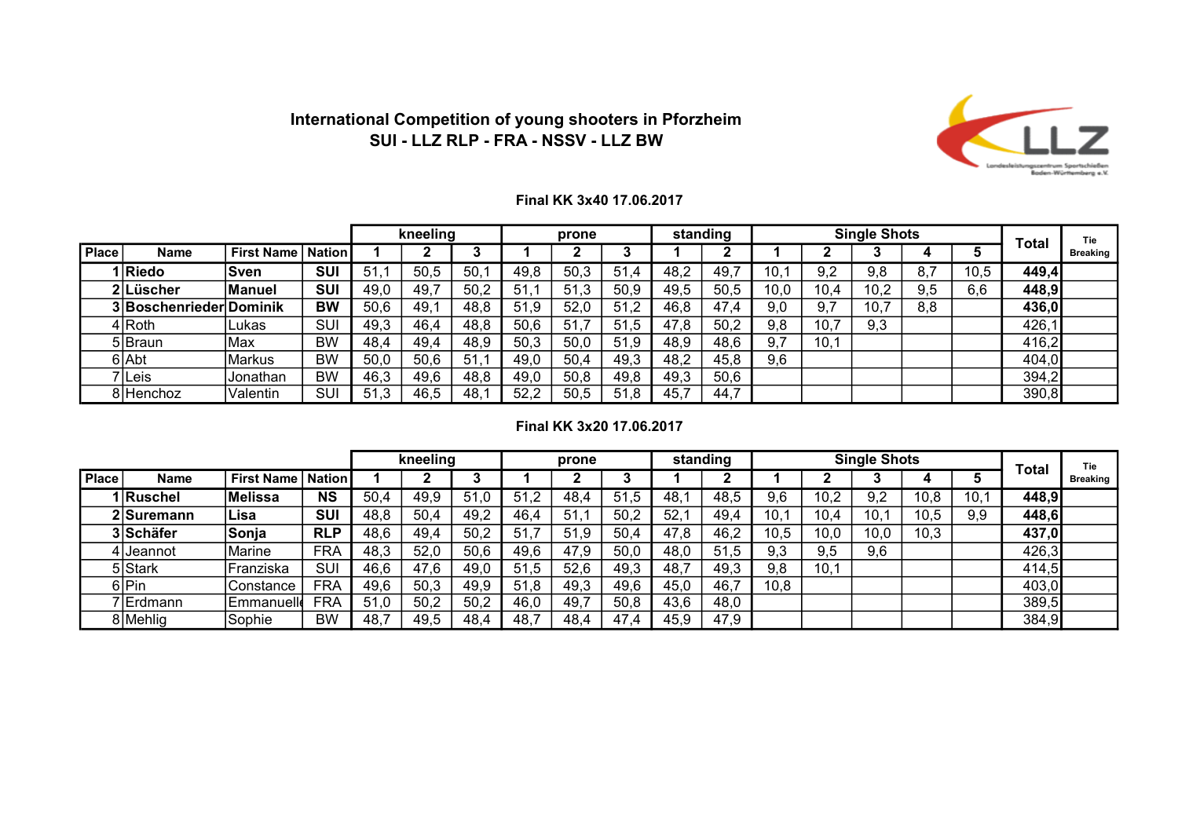**International Competition of young shooters in Pforzheim**
**SUI - LLZ RLP - FRA - NSSV - LLZ BW**

### Final KK 3x40 17.06.2017

| | | | | kneeling | | | prone | | | standing | | Single Shots | | | | | Total | Tie Breaking |
|---|---|---|---|---|---|---|---|---|---|---|---|---|---|---|---|---|---|---|
| Place | Name | First Name | Nation | 1 | 2 | 3 | 1 | 2 | 3 | 1 | 2 | 1 | 2 | 3 | 4 | 5 | | |
| **1** | **Riedo** | **Sven** | **SUI** | 51,1 | 50,5 | 50,1 | 49,8 | 50,3 | 51,4 | 48,2 | 49,7 | 10,1 | 9,2 | 9,8 | 8,7 | 10,5 | **449,4** | |
| **2** | **Lüscher** | **Manuel** | **SUI** | 49,0 | 49,7 | 50,2 | 51,1 | 51,3 | 50,9 | 49,5 | 50,5 | 10,0 | 10,4 | 10,2 | 9,5 | 6,6 | **448,9** | |
| **3** | **Boschenrieder** | **Dominik** | **BW** | 50,6 | 49,1 | 48,8 | 51,9 | 52,0 | 51,2 | 46,8 | 47,4 | 9,0 | 9,7 | 10,7 | 8,8 | | **436,0** | |
| 4 | Roth | Lukas | SUI | 49,3 | 46,4 | 48,8 | 50,6 | 51,7 | 51,5 | 47,8 | 50,2 | 9,8 | 10,7 | 9,3 | | | 426,1 | |
| 5 | Braun | Max | BW | 48,4 | 49,4 | 48,9 | 50,3 | 50,0 | 51,9 | 48,9 | 48,6 | 9,7 | 10,1 | | | | 416,2 | |
| 6 | Abt | Markus | BW | 50,0 | 50,6 | 51,1 | 49,0 | 50,4 | 49,3 | 48,2 | 45,8 | 9,6 | | | | | 404,0 | |
| 7 | Leis | Jonathan | BW | 46,3 | 49,6 | 48,8 | 49,0 | 50,8 | 49,8 | 49,3 | 50,6 | | | | | | 394,2 | |
| 8 | Henchoz | Valentin | SUI | 51,3 | 46,5 | 48,1 | 52,2 | 50,5 | 51,8 | 45,7 | 44,7 | | | | | | 390,8 | |

### Final KK 3x20 17.06.2017

| | | | | kneeling | | | prone | | | standing | | Single Shots | | | | | Total | Tie Breaking |
|---|---|---|---|---|---|---|---|---|---|---|---|---|---|---|---|---|---|---|
| Place | Name | First Name | Nation | 1 | 2 | 3 | 1 | 2 | 3 | 1 | 2 | 1 | 2 | 3 | 4 | 5 | | |
| **1** | **Ruschel** | **Melissa** | **NS** | 50,4 | 49,9 | 51,0 | 51,2 | 48,4 | 51,5 | 48,1 | 48,5 | 9,6 | 10,2 | 9,2 | 10,8 | 10,1 | **448,9** | |
| **2** | **Suremann** | **Lisa** | **SUI** | 48,8 | 50,4 | 49,2 | 46,4 | 51,1 | 50,2 | 52,1 | 49,4 | 10,1 | 10,4 | 10,1 | 10,5 | 9,9 | **448,6** | |
| **3** | **Schäfer** | **Sonja** | **RLP** | 48,6 | 49,4 | 50,2 | 51,7 | 51,9 | 50,4 | 47,8 | 46,2 | 10,5 | 10,0 | 10,0 | 10,3 | | **437,0** | |
| 4 | Jeannot | Marine | FRA | 48,3 | 52,0 | 50,6 | 49,6 | 47,9 | 50,0 | 48,0 | 51,5 | 9,3 | 9,5 | 9,6 | | | 426,3 | |
| 5 | Stark | Franziska | SUI | 46,6 | 47,6 | 49,0 | 51,5 | 52,6 | 49,3 | 48,7 | 49,3 | 9,8 | 10,1 | | | | 414,5 | |
| 6 | Pin | Constance | FRA | 49,6 | 50,3 | 49,9 | 51,8 | 49,3 | 49,6 | 45,0 | 46,7 | 10,8 | | | | | 403,0 | |
| 7 | Erdmann | Emmanuelle | FRA | 51,0 | 50,2 | 50,2 | 46,0 | 49,7 | 50,8 | 43,6 | 48,0 | | | | | | 389,5 | |
| 8 | Mehlig | Sophie | BW | 48,7 | 49,5 | 48,4 | 48,7 | 48,4 | 47,4 | 45,9 | 47,9 | | | | | | 384,9 | |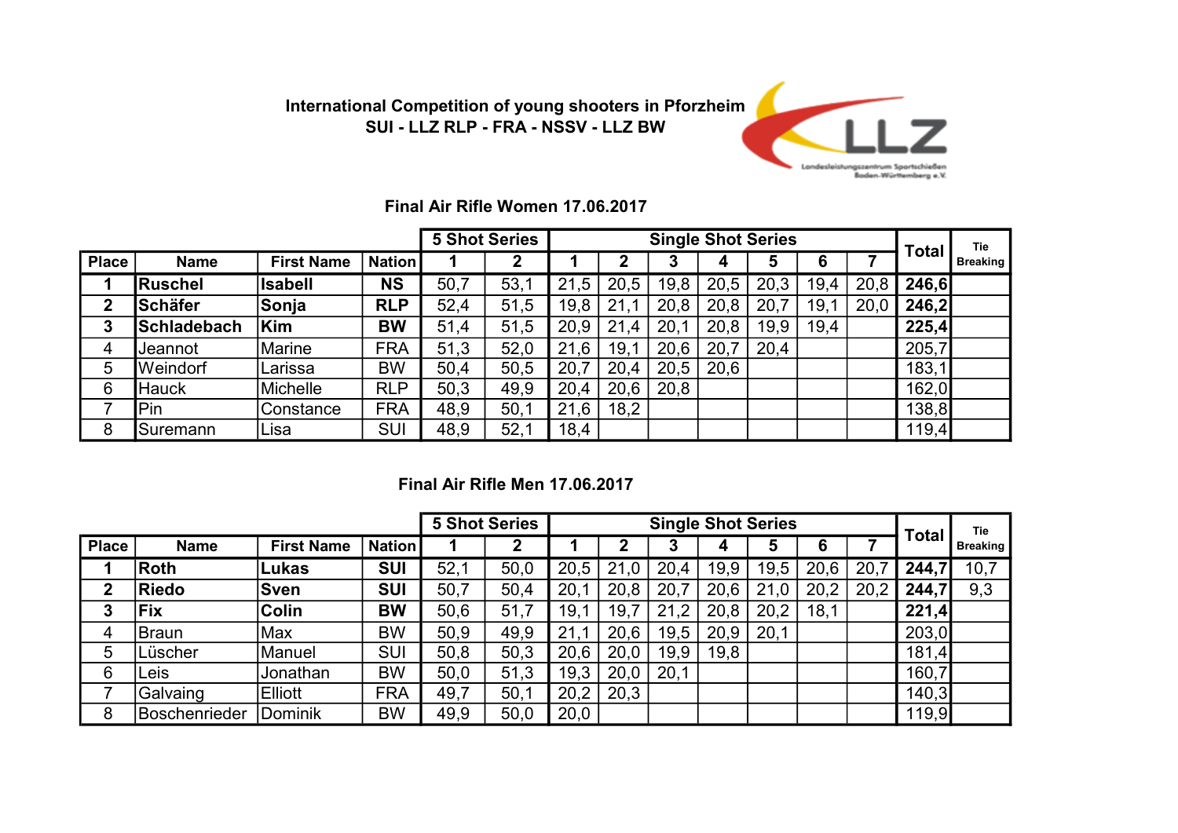**International Competition of young shooters in Pforzheim**
**SUI - LLZ RLP - FRA - NSSV - LLZ BW**

## Final Air Rifle Women 17.06.2017

| | | | | 5 Shot Series | | Single Shot Series | | | | | | | Total | Tie Breaking |
|---|---|---|---|---|---|---|---|---|---|---|---|---|---|---|
| **Place** | **Name** | **First Name** | **Nation** | **1** | **2** | **1** | **2** | **3** | **4** | **5** | **6** | **7** | | |
| **1** | **Ruschel** | **Isabell** | **NS** | 50,7 | 53,1 | 21,5 | 20,5 | 19,8 | 20,5 | 20,3 | 19,4 | 20,8 | **246,6** | |
| **2** | **Schäfer** | **Sonja** | **RLP** | 52,4 | 51,5 | 19,8 | 21,1 | 20,8 | 20,8 | 20,7 | 19,1 | 20,0 | **246,2** | |
| **3** | **Schladebach** | **Kim** | **BW** | 51,4 | 51,5 | 20,9 | 21,4 | 20,1 | 20,8 | 19,9 | 19,4 | | **225,4** | |
| 4 | Jeannot | Marine | FRA | 51,3 | 52,0 | 21,6 | 19,1 | 20,6 | 20,7 | 20,4 | | | 205,7 | |
| 5 | Weindorf | Larissa | BW | 50,4 | 50,5 | 20,7 | 20,4 | 20,5 | 20,6 | | | | 183,1 | |
| 6 | Hauck | Michelle | RLP | 50,3 | 49,9 | 20,4 | 20,6 | 20,8 | | | | | 162,0 | |
| 7 | Pin | Constance | FRA | 48,9 | 50,1 | 21,6 | 18,2 | | | | | | 138,8 | |
| 8 | Suremann | Lisa | SUI | 48,9 | 52,1 | 18,4 | | | | | | | 119,4 | |

## Final Air Rifle Men 17.06.2017

| | | | | 5 Shot Series | | Single Shot Series | | | | | | | Total | Tie Breaking |
|---|---|---|---|---|---|---|---|---|---|---|---|---|---|---|
| **Place** | **Name** | **First Name** | **Nation** | **1** | **2** | **1** | **2** | **3** | **4** | **5** | **6** | **7** | | |
| **1** | **Roth** | **Lukas** | **SUI** | 52,1 | 50,0 | 20,5 | 21,0 | 20,4 | 19,9 | 19,5 | 20,6 | 20,7 | **244,7** | 10,7 |
| **2** | **Riedo** | **Sven** | **SUI** | 50,7 | 50,4 | 20,1 | 20,8 | 20,7 | 20,6 | 21,0 | 20,2 | 20,2 | **244,7** | 9,3 |
| **3** | **Fix** | **Colin** | **BW** | 50,6 | 51,7 | 19,1 | 19,7 | 21,2 | 20,8 | 20,2 | 18,1 | | **221,4** | |
| 4 | Braun | Max | BW | 50,9 | 49,9 | 21,1 | 20,6 | 19,5 | 20,9 | 20,1 | | | 203,0 | |
| 5 | Lüscher | Manuel | SUI | 50,8 | 50,3 | 20,6 | 20,0 | 19,9 | 19,8 | | | | 181,4 | |
| 6 | Leis | Jonathan | BW | 50,0 | 51,3 | 19,3 | 20,0 | 20,1 | | | | | 160,7 | |
| 7 | Galvaing | Elliott | FRA | 49,7 | 50,1 | 20,2 | 20,3 | | | | | | 140,3 | |
| 8 | Boschenrieder | Dominik | BW | 49,9 | 50,0 | 20,0 | | | | | | | 119,9 | |